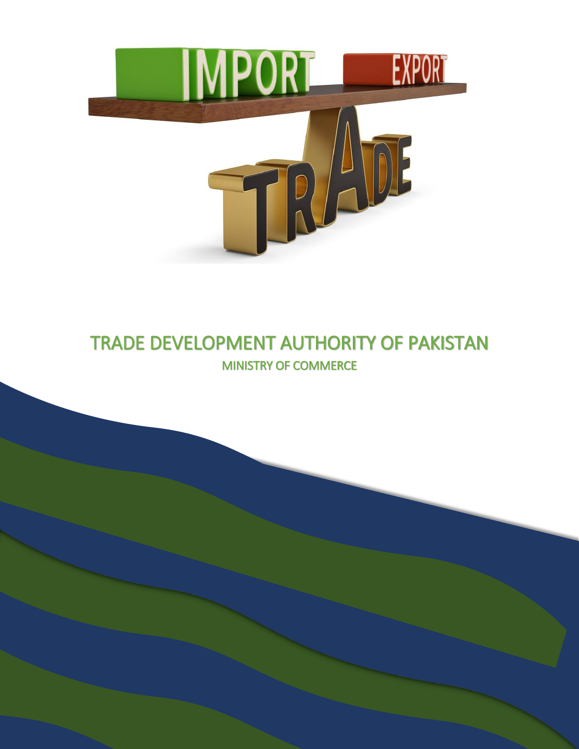# TRADE DEVELOPMENT AUTHORITY OF PAKISTAN

## MINISTRY OF COMMERCE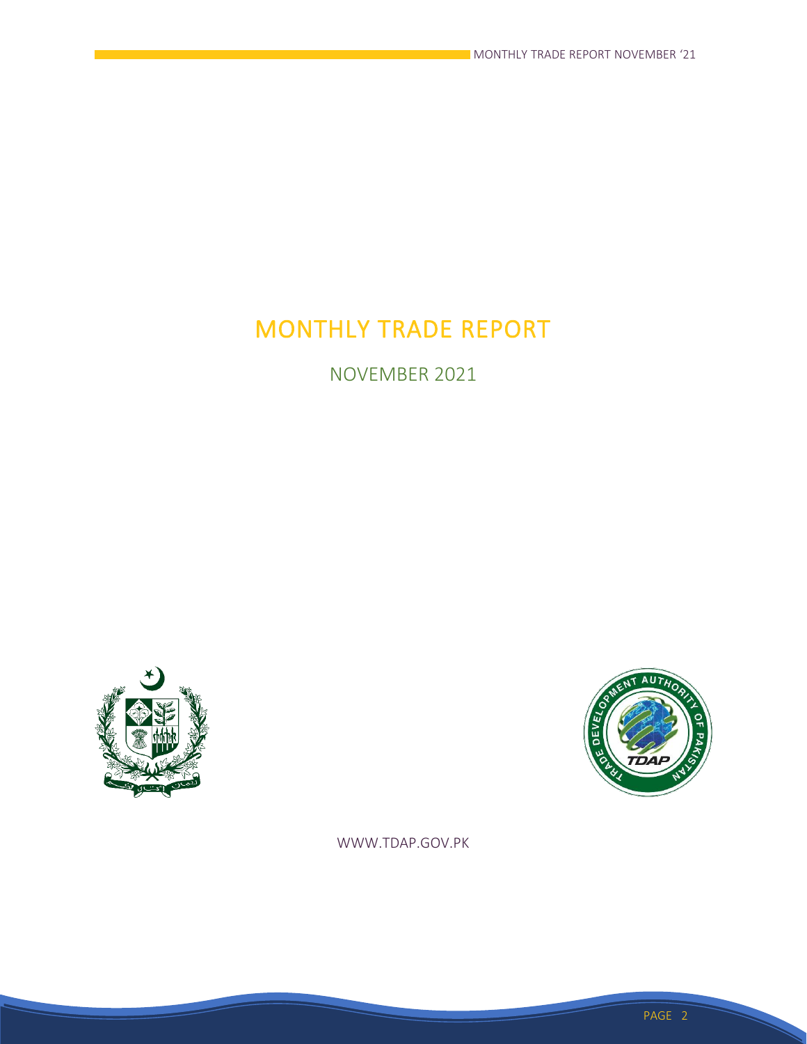# MONTHLY TRADE REPORT

## NOVEMBER 2021

WWW.TDAP.GOV.PK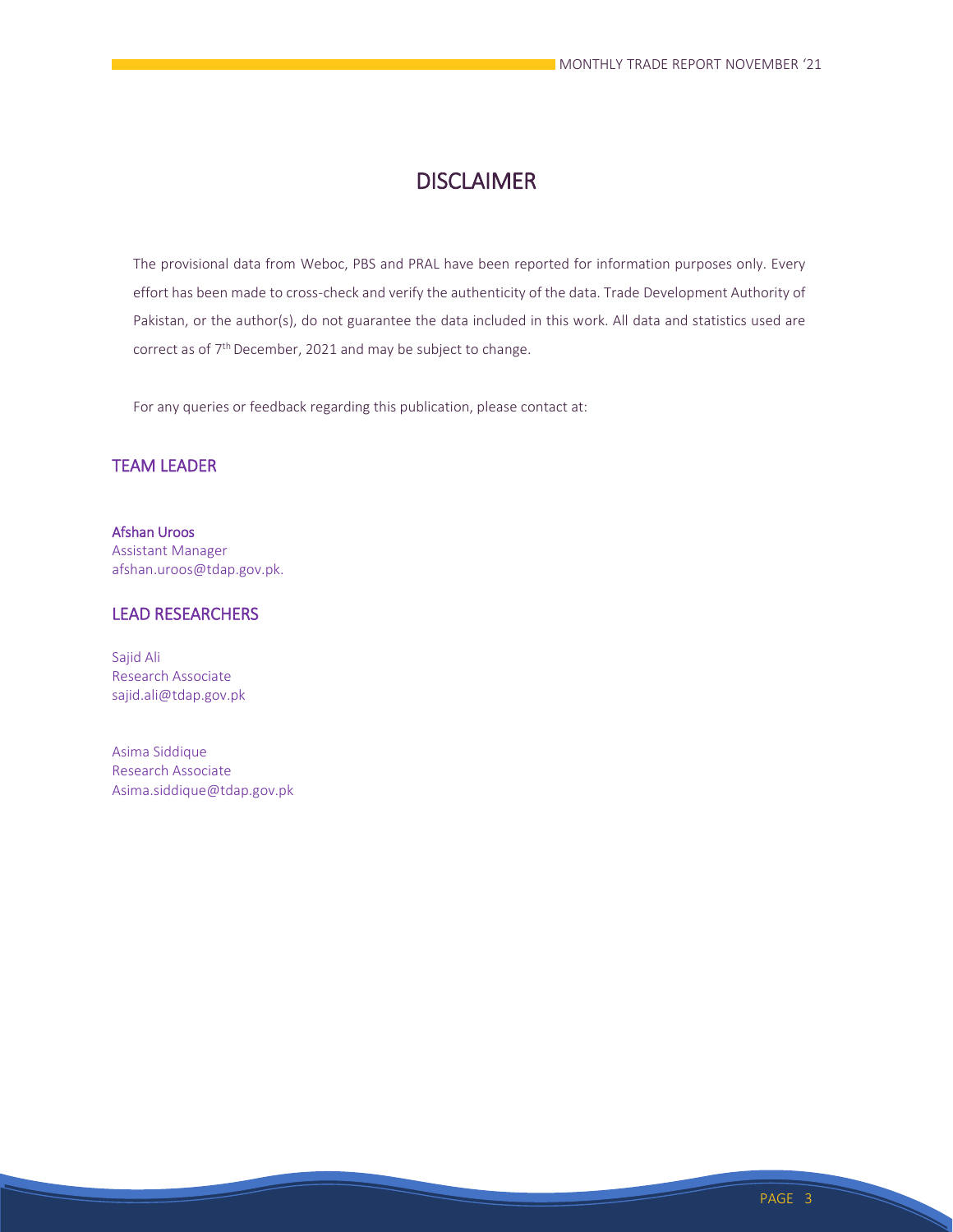# DISCLAIMER

The provisional data from Weboc, PBS and PRAL have been reported for information purposes only. Every effort has been made to cross-check and verify the authenticity of the data. Trade Development Authority of Pakistan, or the author(s), do not guarantee the data included in this work. All data and statistics used are correct as of 7th December, 2021 and may be subject to change.

For any queries or feedback regarding this publication, please contact at:

## TEAM LEADER

**Afshan Uroos**
Assistant Manager
afshan.uroos@tdap.gov.pk.

## LEAD RESEARCHERS

Sajid Ali
Research Associate
sajid.ali@tdap.gov.pk

Asima Siddique
Research Associate
Asima.siddique@tdap.gov.pk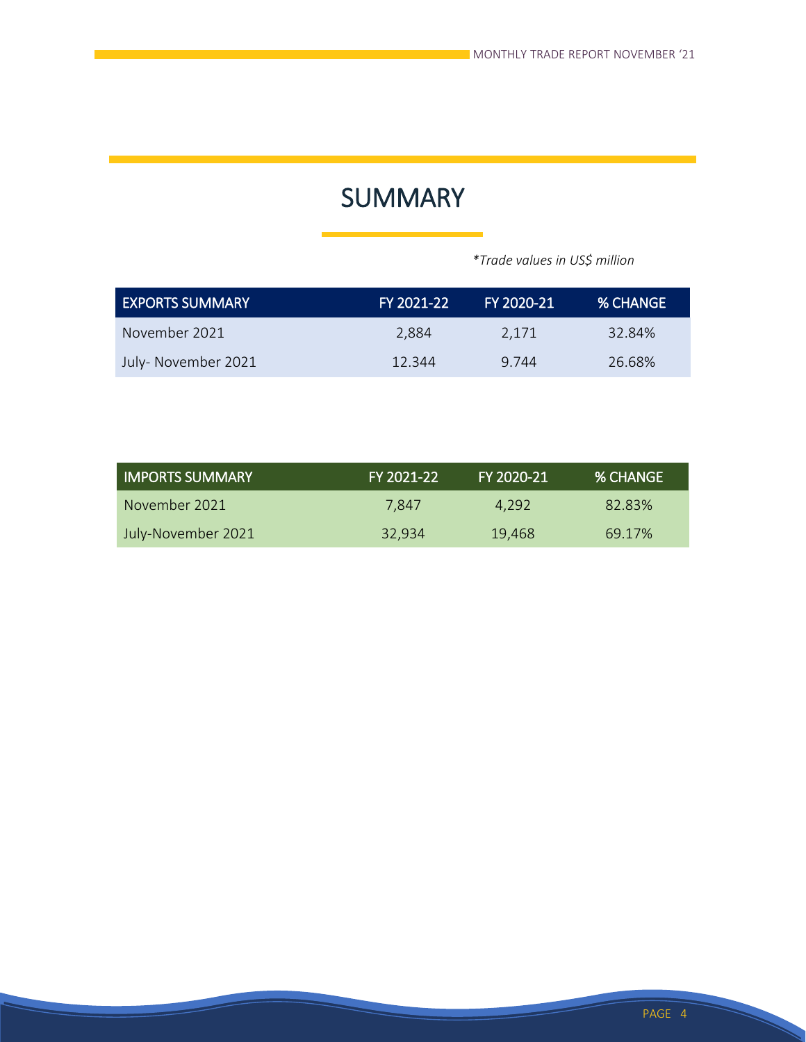# SUMMARY

*\*Trade values in US$ million*

| EXPORTS SUMMARY | FY 2021-22 | FY 2020-21 | % CHANGE |
|---|---|---|---|
| November 2021 | 2,884 | 2,171 | 32.84% |
| July- November 2021 | 12.344 | 9.744 | 26.68% |

| IMPORTS SUMMARY | FY 2021-22 | FY 2020-21 | % CHANGE |
|---|---|---|---|
| November 2021 | 7,847 | 4,292 | 82.83% |
| July-November 2021 | 32,934 | 19,468 | 69.17% |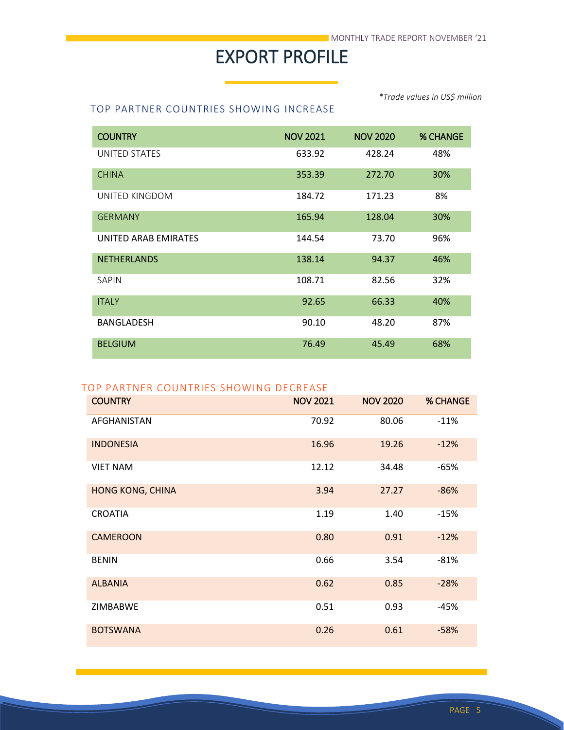# EXPORT PROFILE

*\*Trade values in US$ million*

## TOP PARTNER COUNTRIES SHOWING INCREASE

| COUNTRY | NOV 2021 | NOV 2020 | % CHANGE |
|---|---|---|---|
| UNITED STATES | 633.92 | 428.24 | 48% |
| CHINA | 353.39 | 272.70 | 30% |
| UNITED KINGDOM | 184.72 | 171.23 | 8% |
| GERMANY | 165.94 | 128.04 | 30% |
| UNITED ARAB EMIRATES | 144.54 | 73.70 | 96% |
| NETHERLANDS | 138.14 | 94.37 | 46% |
| SAPIN | 108.71 | 82.56 | 32% |
| ITALY | 92.65 | 66.33 | 40% |
| BANGLADESH | 90.10 | 48.20 | 87% |
| BELGIUM | 76.49 | 45.49 | 68% |

## TOP PARTNER COUNTRIES SHOWING DECREASE

| COUNTRY | NOV 2021 | NOV 2020 | % CHANGE |
|---|---|---|---|
| AFGHANISTAN | 70.92 | 80.06 | -11% |
| INDONESIA | 16.96 | 19.26 | -12% |
| VIET NAM | 12.12 | 34.48 | -65% |
| HONG KONG, CHINA | 3.94 | 27.27 | -86% |
| CROATIA | 1.19 | 1.40 | -15% |
| CAMEROON | 0.80 | 0.91 | -12% |
| BENIN | 0.66 | 3.54 | -81% |
| ALBANIA | 0.62 | 0.85 | -28% |
| ZIMBABWE | 0.51 | 0.93 | -45% |
| BOTSWANA | 0.26 | 0.61 | -58% |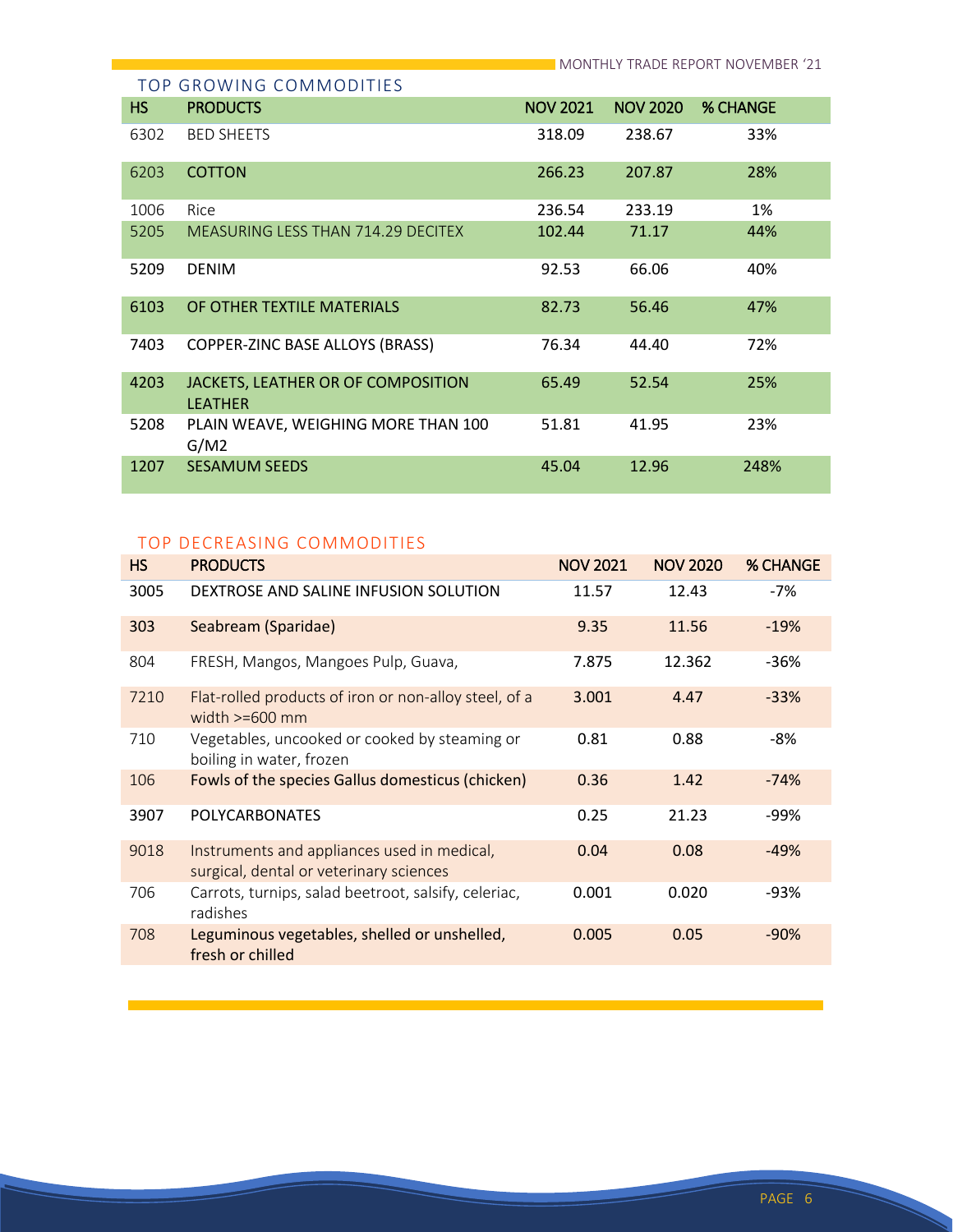## TOP GROWING COMMODITIES

| HS | PRODUCTS | NOV 2021 | NOV 2020 | % CHANGE |
|---|---|---|---|---|
| 6302 | BED SHEETS | 318.09 | 238.67 | 33% |
| 6203 | COTTON | 266.23 | 207.87 | 28% |
| 1006 | Rice | 236.54 | 233.19 | 1% |
| 5205 | MEASURING LESS THAN 714.29 DECITEX | 102.44 | 71.17 | 44% |
| 5209 | DENIM | 92.53 | 66.06 | 40% |
| 6103 | OF OTHER TEXTILE MATERIALS | 82.73 | 56.46 | 47% |
| 7403 | COPPER-ZINC BASE ALLOYS (BRASS) | 76.34 | 44.40 | 72% |
| 4203 | JACKETS, LEATHER OR OF COMPOSITION LEATHER | 65.49 | 52.54 | 25% |
| 5208 | PLAIN WEAVE, WEIGHING MORE THAN 100 G/M2 | 51.81 | 41.95 | 23% |
| 1207 | SESAMUM SEEDS | 45.04 | 12.96 | 248% |

## TOP DECREASING COMMODITIES

| HS | PRODUCTS | NOV 2021 | NOV 2020 | % CHANGE |
|---|---|---|---|---|
| 3005 | DEXTROSE AND SALINE INFUSION SOLUTION | 11.57 | 12.43 | -7% |
| 303 | Seabream (Sparidae) | 9.35 | 11.56 | -19% |
| 804 | FRESH, Mangos, Mangoes Pulp, Guava, | 7.875 | 12.362 | -36% |
| 7210 | Flat-rolled products of iron or non-alloy steel, of a width >=600 mm | 3.001 | 4.47 | -33% |
| 710 | Vegetables, uncooked or cooked by steaming or boiling in water, frozen | 0.81 | 0.88 | -8% |
| 106 | Fowls of the species Gallus domesticus (chicken) | 0.36 | 1.42 | -74% |
| 3907 | POLYCARBONATES | 0.25 | 21.23 | -99% |
| 9018 | Instruments and appliances used in medical, surgical, dental or veterinary sciences | 0.04 | 0.08 | -49% |
| 706 | Carrots, turnips, salad beetroot, salsify, celeriac, radishes | 0.001 | 0.020 | -93% |
| 708 | Leguminous vegetables, shelled or unshelled, fresh or chilled | 0.005 | 0.05 | -90% |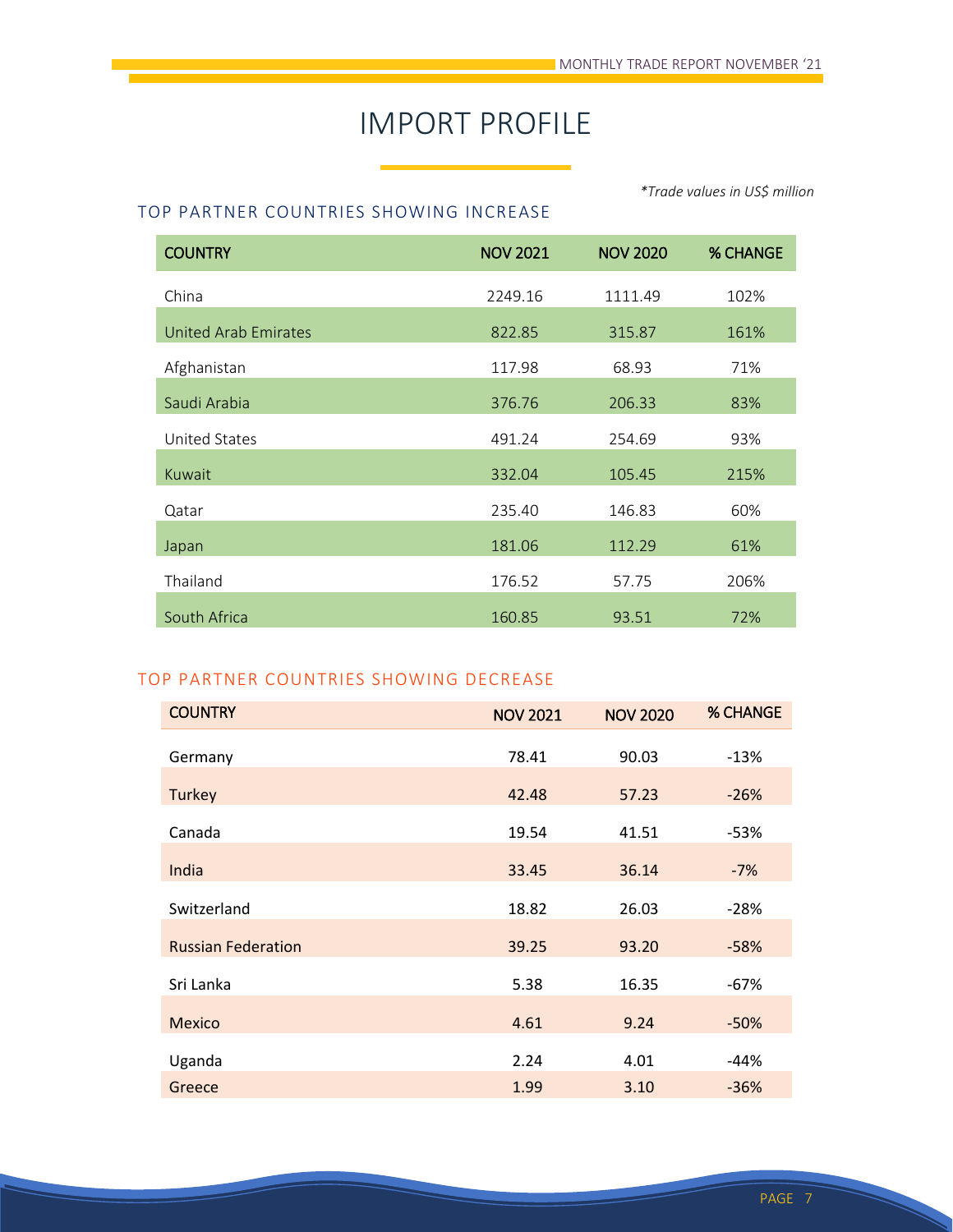# IMPORT PROFILE

*\*Trade values in US$ million*

## TOP PARTNER COUNTRIES SHOWING INCREASE

| COUNTRY | NOV 2021 | NOV 2020 | % CHANGE |
|---|---|---|---|
| China | 2249.16 | 1111.49 | 102% |
| United Arab Emirates | 822.85 | 315.87 | 161% |
| Afghanistan | 117.98 | 68.93 | 71% |
| Saudi Arabia | 376.76 | 206.33 | 83% |
| United States | 491.24 | 254.69 | 93% |
| Kuwait | 332.04 | 105.45 | 215% |
| Qatar | 235.40 | 146.83 | 60% |
| Japan | 181.06 | 112.29 | 61% |
| Thailand | 176.52 | 57.75 | 206% |
| South Africa | 160.85 | 93.51 | 72% |

## TOP PARTNER COUNTRIES SHOWING DECREASE

| COUNTRY | NOV 2021 | NOV 2020 | % CHANGE |
|---|---|---|---|
| Germany | 78.41 | 90.03 | -13% |
| Turkey | 42.48 | 57.23 | -26% |
| Canada | 19.54 | 41.51 | -53% |
| India | 33.45 | 36.14 | -7% |
| Switzerland | 18.82 | 26.03 | -28% |
| Russian Federation | 39.25 | 93.20 | -58% |
| Sri Lanka | 5.38 | 16.35 | -67% |
| Mexico | 4.61 | 9.24 | -50% |
| Uganda | 2.24 | 4.01 | -44% |
| Greece | 1.99 | 3.10 | -36% |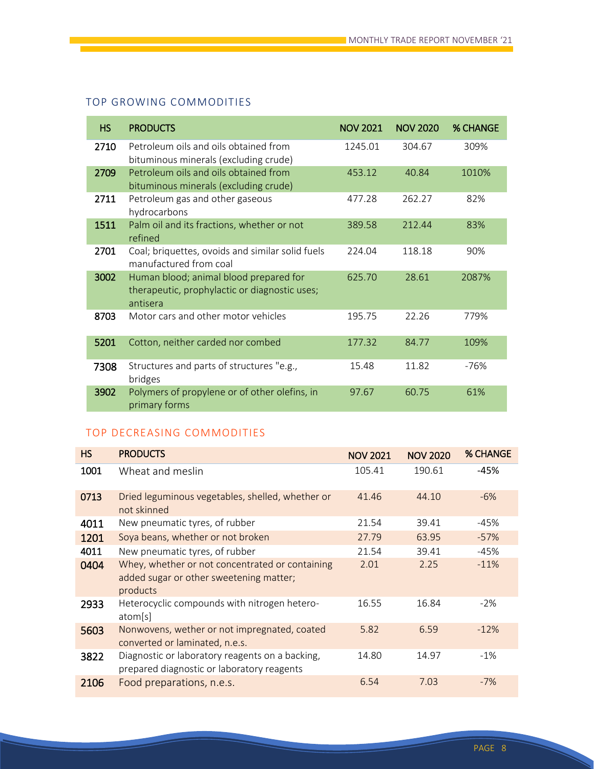## TOP GROWING COMMODITIES

| HS | PRODUCTS | NOV 2021 | NOV 2020 | % CHANGE |
|---|---|---|---|---|
| 2710 | Petroleum oils and oils obtained from bituminous minerals (excluding crude) | 1245.01 | 304.67 | 309% |
| 2709 | Petroleum oils and oils obtained from bituminous minerals (excluding crude) | 453.12 | 40.84 | 1010% |
| 2711 | Petroleum gas and other gaseous hydrocarbons | 477.28 | 262.27 | 82% |
| 1511 | Palm oil and its fractions, whether or not refined | 389.58 | 212.44 | 83% |
| 2701 | Coal; briquettes, ovoids and similar solid fuels manufactured from coal | 224.04 | 118.18 | 90% |
| 3002 | Human blood; animal blood prepared for therapeutic, prophylactic or diagnostic uses; antisera | 625.70 | 28.61 | 2087% |
| 8703 | Motor cars and other motor vehicles | 195.75 | 22.26 | 779% |
| 5201 | Cotton, neither carded nor combed | 177.32 | 84.77 | 109% |
| 7308 | Structures and parts of structures "e.g., bridges | 15.48 | 11.82 | -76% |
| 3902 | Polymers of propylene or of other olefins, in primary forms | 97.67 | 60.75 | 61% |

## TOP DECREASING COMMODITIES

| HS | PRODUCTS | NOV 2021 | NOV 2020 | % CHANGE |
|---|---|---|---|---|
| 1001 | Wheat and meslin | 105.41 | 190.61 | -45% |
| 0713 | Dried leguminous vegetables, shelled, whether or not skinned | 41.46 | 44.10 | -6% |
| 4011 | New pneumatic tyres, of rubber | 21.54 | 39.41 | -45% |
| 1201 | Soya beans, whether or not broken | 27.79 | 63.95 | -57% |
| 4011 | New pneumatic tyres, of rubber | 21.54 | 39.41 | -45% |
| 0404 | Whey, whether or not concentrated or containing added sugar or other sweetening matter; products | 2.01 | 2.25 | -11% |
| 2933 | Heterocyclic compounds with nitrogen hetero-atom[s] | 16.55 | 16.84 | -2% |
| 5603 | Nonwovens, wether or not impregnated, coated converted or laminated, n.e.s. | 5.82 | 6.59 | -12% |
| 3822 | Diagnostic or laboratory reagents on a backing, prepared diagnostic or laboratory reagents | 14.80 | 14.97 | -1% |
| 2106 | Food preparations, n.e.s. | 6.54 | 7.03 | -7% |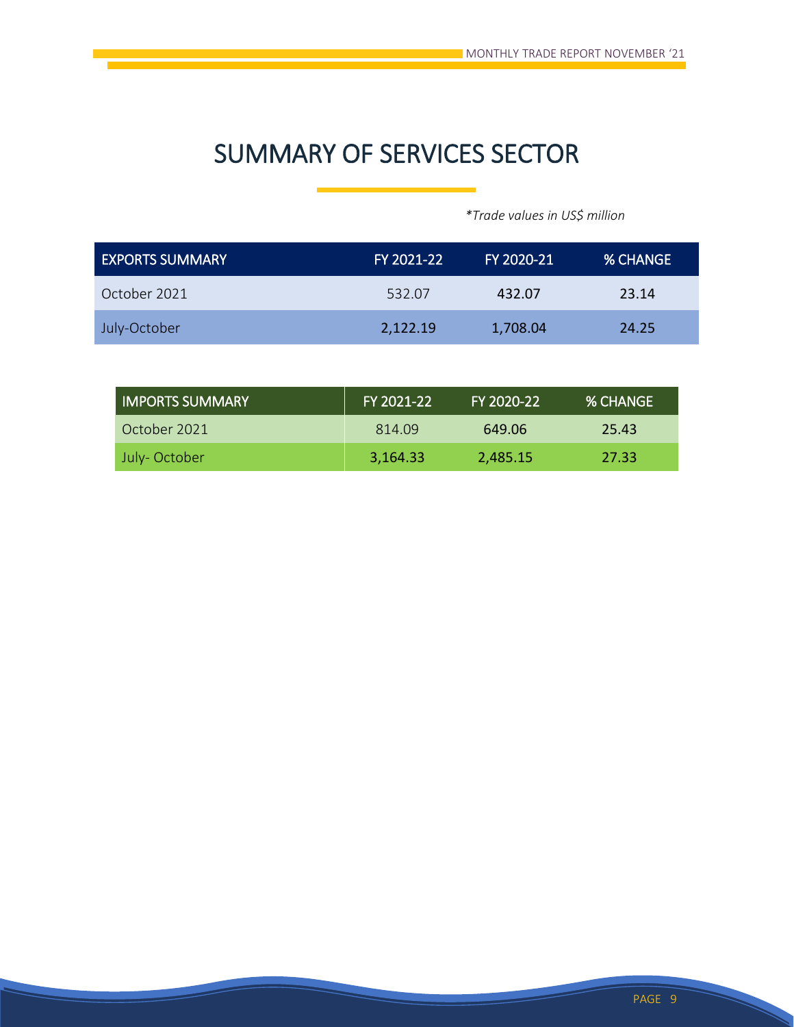# SUMMARY OF SERVICES SECTOR

*\*Trade values in US$ million*

| EXPORTS SUMMARY | FY 2021-22 | FY 2020-21 | % CHANGE |
|---|---|---|---|
| October 2021 | 532.07 | 432.07 | 23.14 |
| July-October | 2,122.19 | 1,708.04 | 24.25 |

| IMPORTS SUMMARY | FY 2021-22 | FY 2020-22 | % CHANGE |
|---|---|---|---|
| October 2021 | 814.09 | 649.06 | 25.43 |
| July- October | 3,164.33 | 2,485.15 | 27.33 |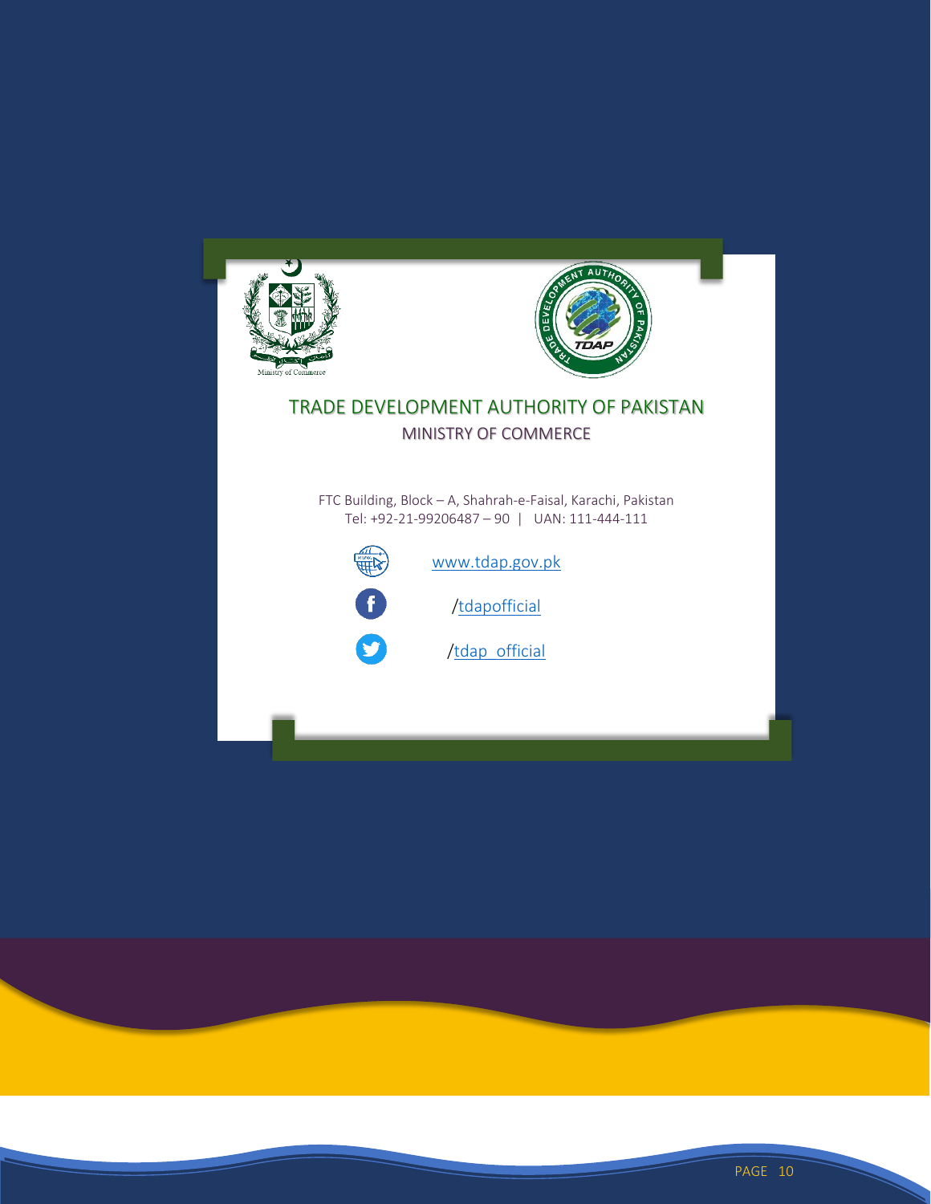Ministry of Commerce

# TRADE DEVELOPMENT AUTHORITY OF PAKISTAN

## MINISTRY OF COMMERCE

FTC Building, Block – A, Shahrah-e-Faisal, Karachi, Pakistan
Tel: +92-21-99206487 – 90 | UAN: 111-444-111

www.tdap.gov.pk

/tdapofficial

/tdap_official